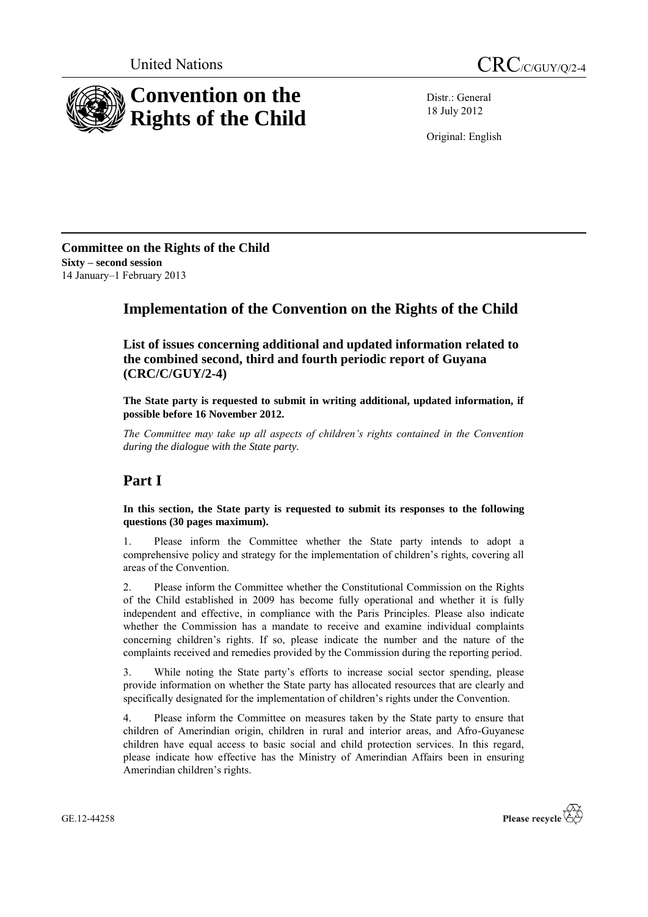United Nations

CRC/C/GUY/Q/2-4

# Convention on the Rights of the Child

Distr.: General
18 July 2012

Original: English

**Committee on the Rights of the Child**
**Sixty – second session**
14 January–1 February 2013

# Implementation of the Convention on the Rights of the Child

## List of issues concerning additional and updated information related to the combined second, third and fourth periodic report of Guyana (CRC/C/GUY/2-4)

**The State party is requested to submit in writing additional, updated information, if possible before 16 November 2012.**

*The Committee may take up all aspects of children's rights contained in the Convention during the dialogue with the State party.*

# Part I

**In this section, the State party is requested to submit its responses to the following questions (30 pages maximum).**

1. Please inform the Committee whether the State party intends to adopt a comprehensive policy and strategy for the implementation of children's rights, covering all areas of the Convention.

2. Please inform the Committee whether the Constitutional Commission on the Rights of the Child established in 2009 has become fully operational and whether it is fully independent and effective, in compliance with the Paris Principles. Please also indicate whether the Commission has a mandate to receive and examine individual complaints concerning children's rights. If so, please indicate the number and the nature of the complaints received and remedies provided by the Commission during the reporting period.

3. While noting the State party's efforts to increase social sector spending, please provide information on whether the State party has allocated resources that are clearly and specifically designated for the implementation of children's rights under the Convention.

4. Please inform the Committee on measures taken by the State party to ensure that children of Amerindian origin, children in rural and interior areas, and Afro-Guyanese children have equal access to basic social and child protection services. In this regard, please indicate how effective has the Ministry of Amerindian Affairs been in ensuring Amerindian children's rights.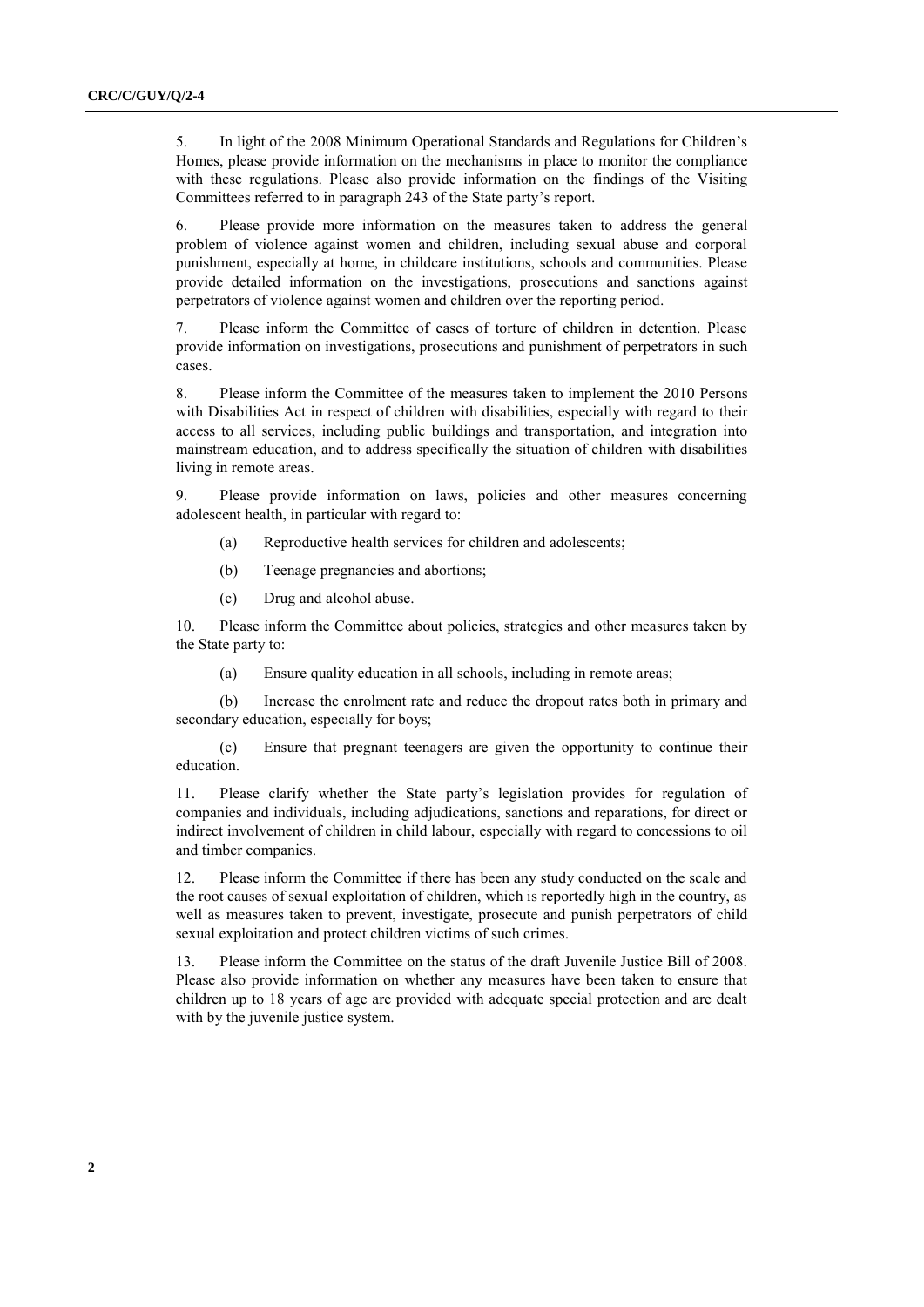5. In light of the 2008 Minimum Operational Standards and Regulations for Children's Homes, please provide information on the mechanisms in place to monitor the compliance with these regulations. Please also provide information on the findings of the Visiting Committees referred to in paragraph 243 of the State party's report.

6. Please provide more information on the measures taken to address the general problem of violence against women and children, including sexual abuse and corporal punishment, especially at home, in childcare institutions, schools and communities. Please provide detailed information on the investigations, prosecutions and sanctions against perpetrators of violence against women and children over the reporting period.

7. Please inform the Committee of cases of torture of children in detention. Please provide information on investigations, prosecutions and punishment of perpetrators in such cases.

8. Please inform the Committee of the measures taken to implement the 2010 Persons with Disabilities Act in respect of children with disabilities, especially with regard to their access to all services, including public buildings and transportation, and integration into mainstream education, and to address specifically the situation of children with disabilities living in remote areas.

9. Please provide information on laws, policies and other measures concerning adolescent health, in particular with regard to:

(a) Reproductive health services for children and adolescents;

(b) Teenage pregnancies and abortions;

(c) Drug and alcohol abuse.

10. Please inform the Committee about policies, strategies and other measures taken by the State party to:

(a) Ensure quality education in all schools, including in remote areas;

(b) Increase the enrolment rate and reduce the dropout rates both in primary and secondary education, especially for boys;

(c) Ensure that pregnant teenagers are given the opportunity to continue their education.

11. Please clarify whether the State party's legislation provides for regulation of companies and individuals, including adjudications, sanctions and reparations, for direct or indirect involvement of children in child labour, especially with regard to concessions to oil and timber companies.

12. Please inform the Committee if there has been any study conducted on the scale and the root causes of sexual exploitation of children, which is reportedly high in the country, as well as measures taken to prevent, investigate, prosecute and punish perpetrators of child sexual exploitation and protect children victims of such crimes.

13. Please inform the Committee on the status of the draft Juvenile Justice Bill of 2008. Please also provide information on whether any measures have been taken to ensure that children up to 18 years of age are provided with adequate special protection and are dealt with by the juvenile justice system.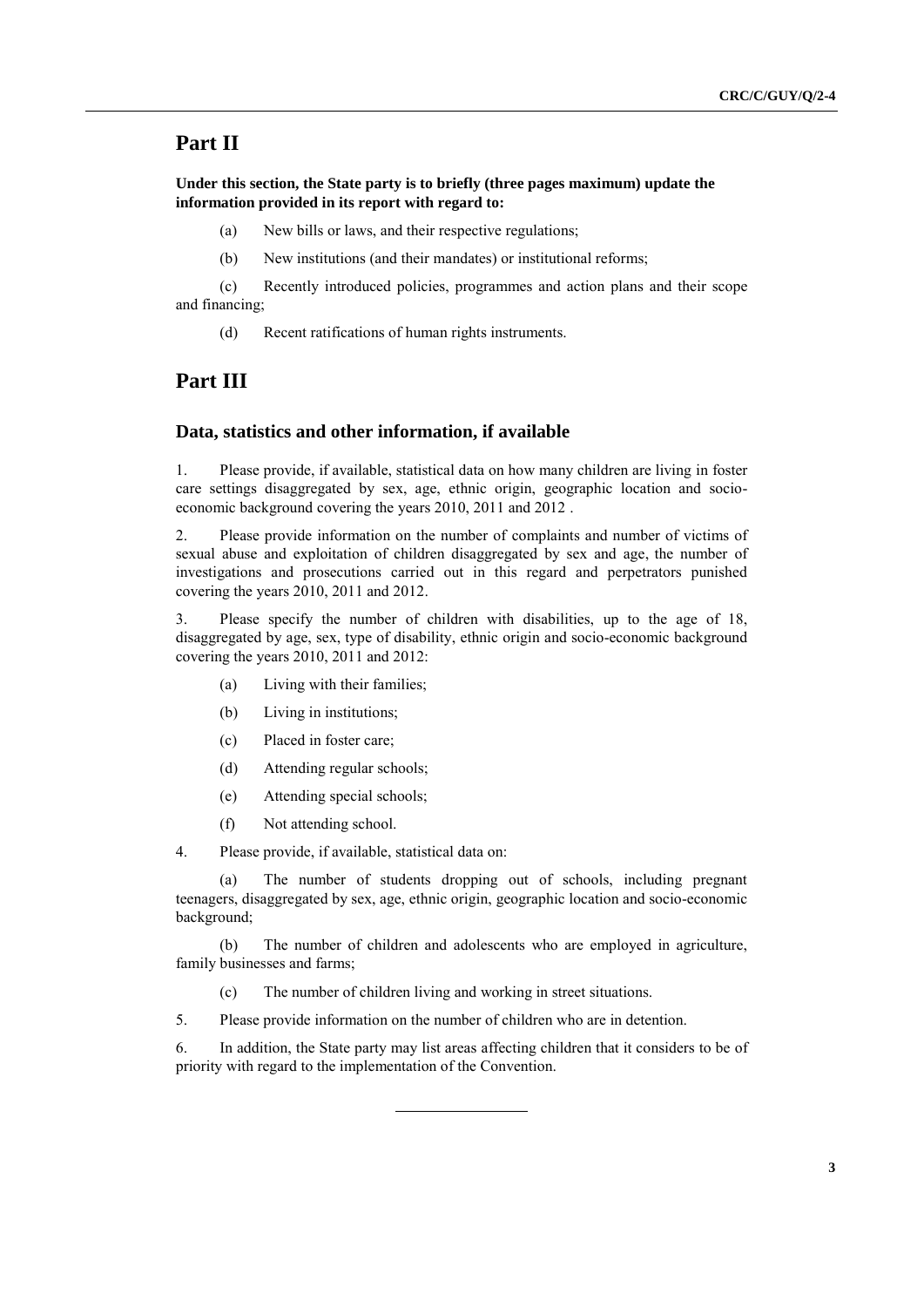## Part II

**Under this section, the State party is to briefly (three pages maximum) update the information provided in its report with regard to:**

(a) New bills or laws, and their respective regulations;

(b) New institutions (and their mandates) or institutional reforms;

(c) Recently introduced policies, programmes and action plans and their scope and financing;

(d) Recent ratifications of human rights instruments.

## Part III

### Data, statistics and other information, if available

1. Please provide, if available, statistical data on how many children are living in foster care settings disaggregated by sex, age, ethnic origin, geographic location and socio-economic background covering the years 2010, 2011 and 2012 .

2. Please provide information on the number of complaints and number of victims of sexual abuse and exploitation of children disaggregated by sex and age, the number of investigations and prosecutions carried out in this regard and perpetrators punished covering the years 2010, 2011 and 2012.

3. Please specify the number of children with disabilities, up to the age of 18, disaggregated by age, sex, type of disability, ethnic origin and socio-economic background covering the years 2010, 2011 and 2012:

(a) Living with their families;

(b) Living in institutions;

(c) Placed in foster care;

(d) Attending regular schools;

(e) Attending special schools;

(f) Not attending school.

4. Please provide, if available, statistical data on:

(a) The number of students dropping out of schools, including pregnant teenagers, disaggregated by sex, age, ethnic origin, geographic location and socio-economic background;

(b) The number of children and adolescents who are employed in agriculture, family businesses and farms;

(c) The number of children living and working in street situations.

5. Please provide information on the number of children who are in detention.

6. In addition, the State party may list areas affecting children that it considers to be of priority with regard to the implementation of the Convention.